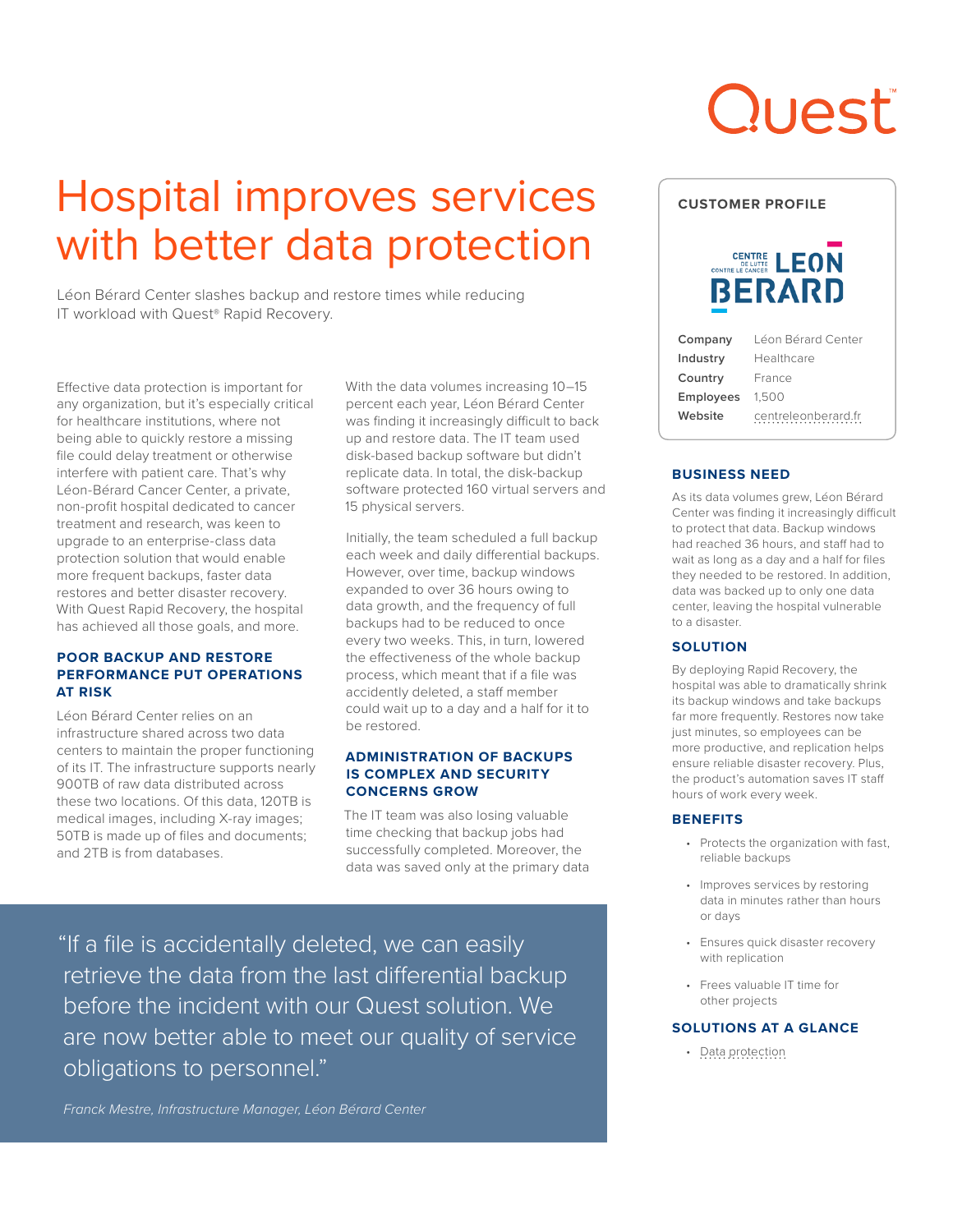# Hospital improves services with better data protection

Léon Bérard Center slashes backup and restore times while reducing IT workload with Quest® Rapid Recovery.

Effective data protection is important for any organization, but it's especially critical for healthcare institutions, where not being able to quickly restore a missing file could delay treatment or otherwise interfere with patient care. That's why Léon-Bérard Cancer Center, a private, non-profit hospital dedicated to cancer treatment and research, was keen to upgrade to an enterprise-class data protection solution that would enable more frequent backups, faster data restores and better disaster recovery. With Quest Rapid Recovery, the hospital has achieved all those goals, and more.

## POOR BACKUP AND RESTORE PERFORMANCE PUT OPERATIONS AT RISK

Léon Bérard Center relies on an infrastructure shared across two data centers to maintain the proper functioning of its IT. The infrastructure supports nearly 900TB of raw data distributed across these two locations. Of this data, 120TB is medical images, including X-ray images; 50TB is made up of files and documents; and 2TB is from databases.

With the data volumes increasing 10–15 percent each year, Léon Bérard Center was finding it increasingly difficult to back up and restore data. The IT team used disk-based backup software but didn't replicate data. In total, the disk-backup software protected 160 virtual servers and 15 physical servers.

Initially, the team scheduled a full backup each week and daily differential backups. However, over time, backup windows expanded to over 36 hours owing to data growth, and the frequency of full backups had to be reduced to once every two weeks. This, in turn, lowered the effectiveness of the whole backup process, which meant that if a file was accidently deleted, a staff member could wait up to a day and a half for it to be restored.

## ADMINISTRATION OF BACKUPS IS COMPLEX AND SECURITY CONCERNS GROW

The IT team was also losing valuable time checking that backup jobs had successfully completed. Moreover, the data was saved only at the primary data

> "If a file is accidentally deleted, we can easily retrieve the data from the last differential backup before the incident with our Quest solution. We are now better able to meet our quality of service obligations to personnel."
>
> *Franck Mestre, Infrastructure Manager, Léon Bérard Center*

## CUSTOMER PROFILE

CENTRE DE LUTTE CONTRE LE CANCER LEON BERARD

| | |
|---|---|
| **Company** | Léon Bérard Center |
| **Industry** | Healthcare |
| **Country** | France |
| **Employees** | 1,500 |
| **Website** | centreleonberard.fr |

## BUSINESS NEED

As its data volumes grew, Léon Bérard Center was finding it increasingly difficult to protect that data. Backup windows had reached 36 hours, and staff had to wait as long as a day and a half for files they needed to be restored. In addition, data was backed up to only one data center, leaving the hospital vulnerable to a disaster.

## SOLUTION

By deploying Rapid Recovery, the hospital was able to dramatically shrink its backup windows and take backups far more frequently. Restores now take just minutes, so employees can be more productive, and replication helps ensure reliable disaster recovery. Plus, the product's automation saves IT staff hours of work every week.

## BENEFITS

- Protects the organization with fast, reliable backups
- Improves services by restoring data in minutes rather than hours or days
- Ensures quick disaster recovery with replication
- Frees valuable IT time for other projects

## SOLUTIONS AT A GLANCE

- Data protection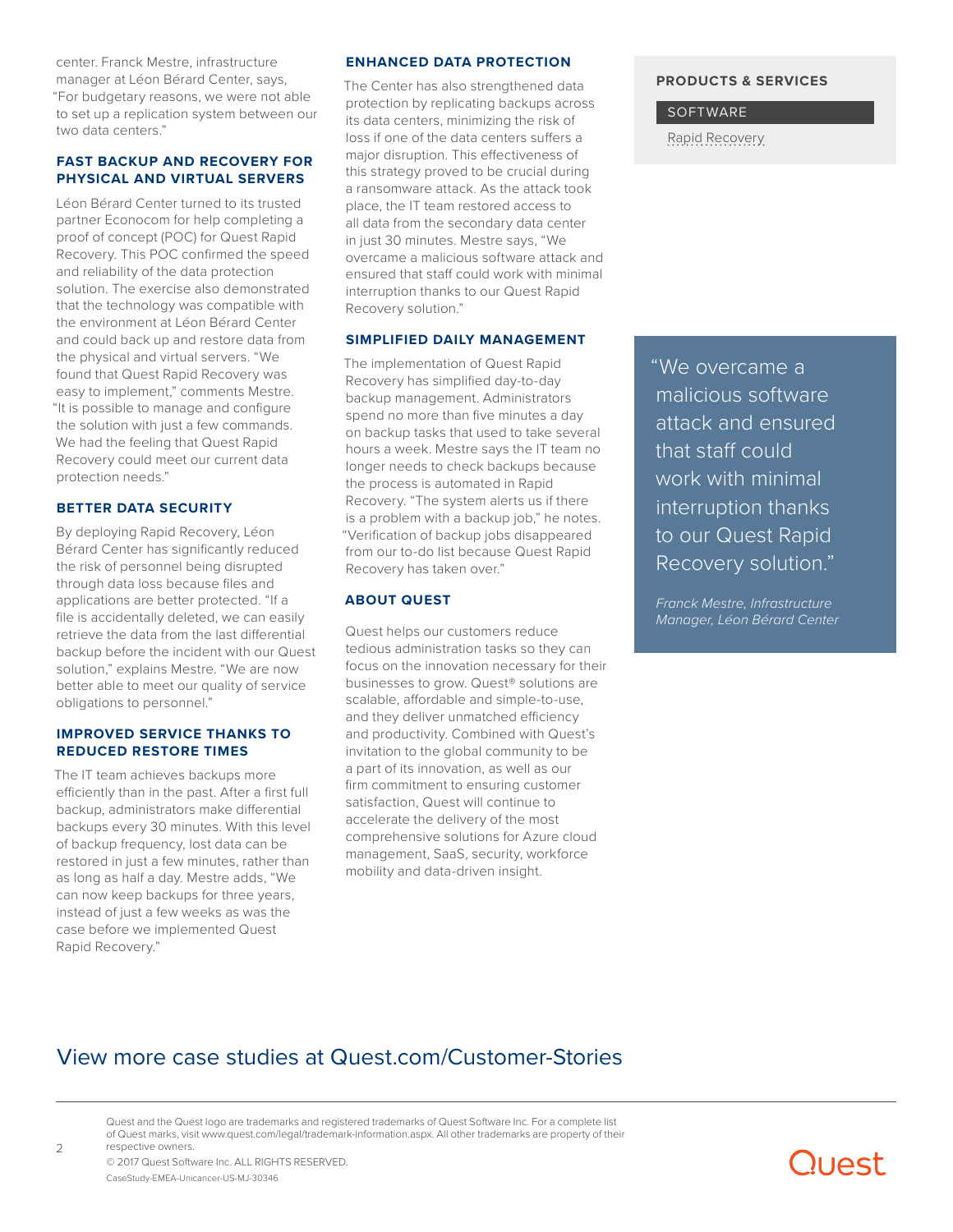center. Franck Mestre, infrastructure manager at Léon Bérard Center, says, "For budgetary reasons, we were not able to set up a replication system between our two data centers."

## FAST BACKUP AND RECOVERY FOR PHYSICAL AND VIRTUAL SERVERS

Léon Bérard Center turned to its trusted partner Econocom for help completing a proof of concept (POC) for Quest Rapid Recovery. This POC confirmed the speed and reliability of the data protection solution. The exercise also demonstrated that the technology was compatible with the environment at Léon Bérard Center and could back up and restore data from the physical and virtual servers. "We found that Quest Rapid Recovery was easy to implement," comments Mestre. "It is possible to manage and configure the solution with just a few commands. We had the feeling that Quest Rapid Recovery could meet our current data protection needs."

## BETTER DATA SECURITY

By deploying Rapid Recovery, Léon Bérard Center has significantly reduced the risk of personnel being disrupted through data loss because files and applications are better protected. "If a file is accidentally deleted, we can easily retrieve the data from the last differential backup before the incident with our Quest solution," explains Mestre. "We are now better able to meet our quality of service obligations to personnel."

## IMPROVED SERVICE THANKS TO REDUCED RESTORE TIMES

The IT team achieves backups more efficiently than in the past. After a first full backup, administrators make differential backups every 30 minutes. With this level of backup frequency, lost data can be restored in just a few minutes, rather than as long as half a day. Mestre adds, "We can now keep backups for three years, instead of just a few weeks as was the case before we implemented Quest Rapid Recovery."

## ENHANCED DATA PROTECTION

The Center has also strengthened data protection by replicating backups across its data centers, minimizing the risk of loss if one of the data centers suffers a major disruption. This effectiveness of this strategy proved to be crucial during a ransomware attack. As the attack took place, the IT team restored access to all data from the secondary data center in just 30 minutes. Mestre says, "We overcame a malicious software attack and ensured that staff could work with minimal interruption thanks to our Quest Rapid Recovery solution."

## SIMPLIFIED DAILY MANAGEMENT

The implementation of Quest Rapid Recovery has simplified day-to-day backup management. Administrators spend no more than five minutes a day on backup tasks that used to take several hours a week. Mestre says the IT team no longer needs to check backups because the process is automated in Rapid Recovery. "The system alerts us if there is a problem with a backup job," he notes. "Verification of backup jobs disappeared from our to-do list because Quest Rapid Recovery has taken over."

## ABOUT QUEST

Quest helps our customers reduce tedious administration tasks so they can focus on the innovation necessary for their businesses to grow. Quest® solutions are scalable, affordable and simple-to-use, and they deliver unmatched efficiency and productivity. Combined with Quest's invitation to the global community to be a part of its innovation, as well as our firm commitment to ensuring customer satisfaction, Quest will continue to accelerate the delivery of the most comprehensive solutions for Azure cloud management, SaaS, security, workforce mobility and data-driven insight.

## PRODUCTS & SERVICES

**SOFTWARE**

Rapid Recovery

> "We overcame a malicious software attack and ensured that staff could work with minimal interruption thanks to our Quest Rapid Recovery solution."
>
> *Franck Mestre, Infrastructure Manager, Léon Bérard Center*

View more case studies at Quest.com/Customer-Stories

Quest and the Quest logo are trademarks and registered trademarks of Quest Software Inc. For a complete list of Quest marks, visit www.quest.com/legal/trademark-information.aspx. All other trademarks are property of their respective owners.

© 2017 Quest Software Inc. ALL RIGHTS RESERVED.

CaseStudy-EMEA-Unicancer-US-MJ-30346

Quest